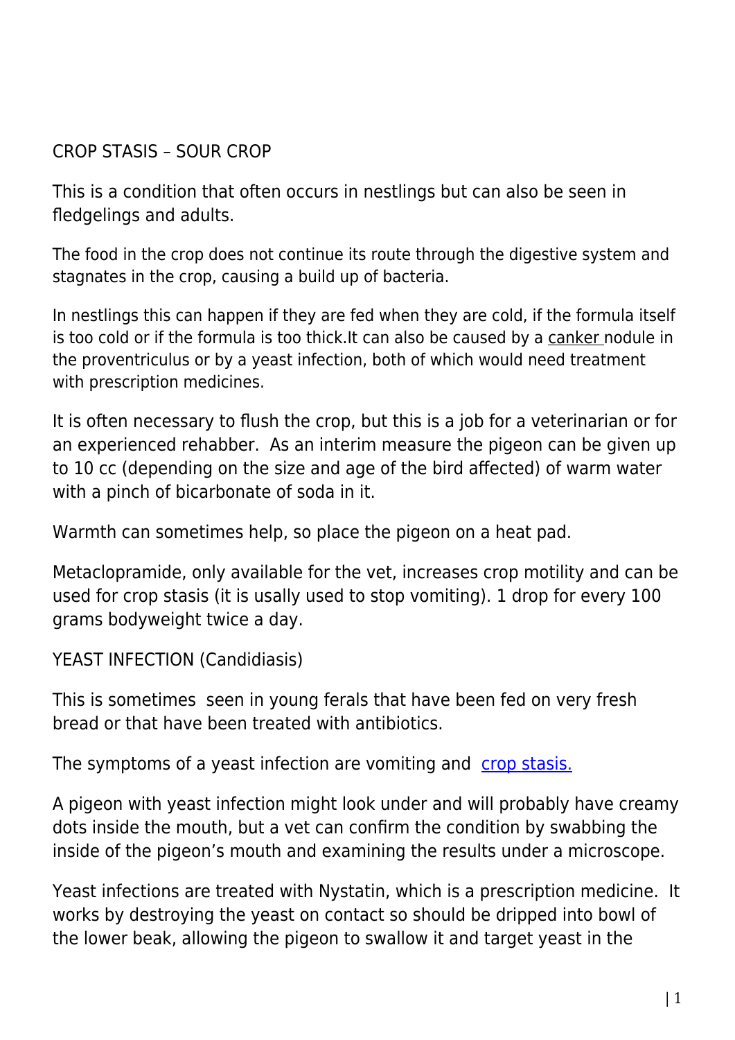## CROP STASIS – SOUR CROP

This is a condition that often occurs in nestlings but can also be seen in fledgelings and adults.

The food in the crop does not continue its route through the digestive system and stagnates in the crop, causing a build up of bacteria.

In nestlings this can happen if they are fed when they are cold, if the formula itself is too cold or if the formula is too thick.It can also be caused by a canker nodule in the proventriculus or by a yeast infection, both of which would need treatment with prescription medicines.

It is often necessary to flush the crop, but this is a job for a veterinarian or for an experienced rehabber. As an interim measure the pigeon can be given up to 10 cc (depending on the size and age of the bird affected) of warm water with a pinch of bicarbonate of soda in it.

Warmth can sometimes help, so place the pigeon on a heat pad.

Metaclopramide, only available for the vet, increases crop motility and can be used for crop stasis (it is usally used to stop vomiting). 1 drop for every 100 grams bodyweight twice a day.

## YEAST INFECTION (Candidiasis)

This is sometimes seen in young ferals that have been fed on very fresh bread or that have been treated with antibiotics.

The symptoms of a yeast infection are vomiting and crop stasis.

A pigeon with yeast infection might look under and will probably have creamy dots inside the mouth, but a vet can confirm the condition by swabbing the inside of the pigeon's mouth and examining the results under a microscope.

Yeast infections are treated with Nystatin, which is a prescription medicine. It works by destroying the yeast on contact so should be dripped into bowl of the lower beak, allowing the pigeon to swallow it and target yeast in the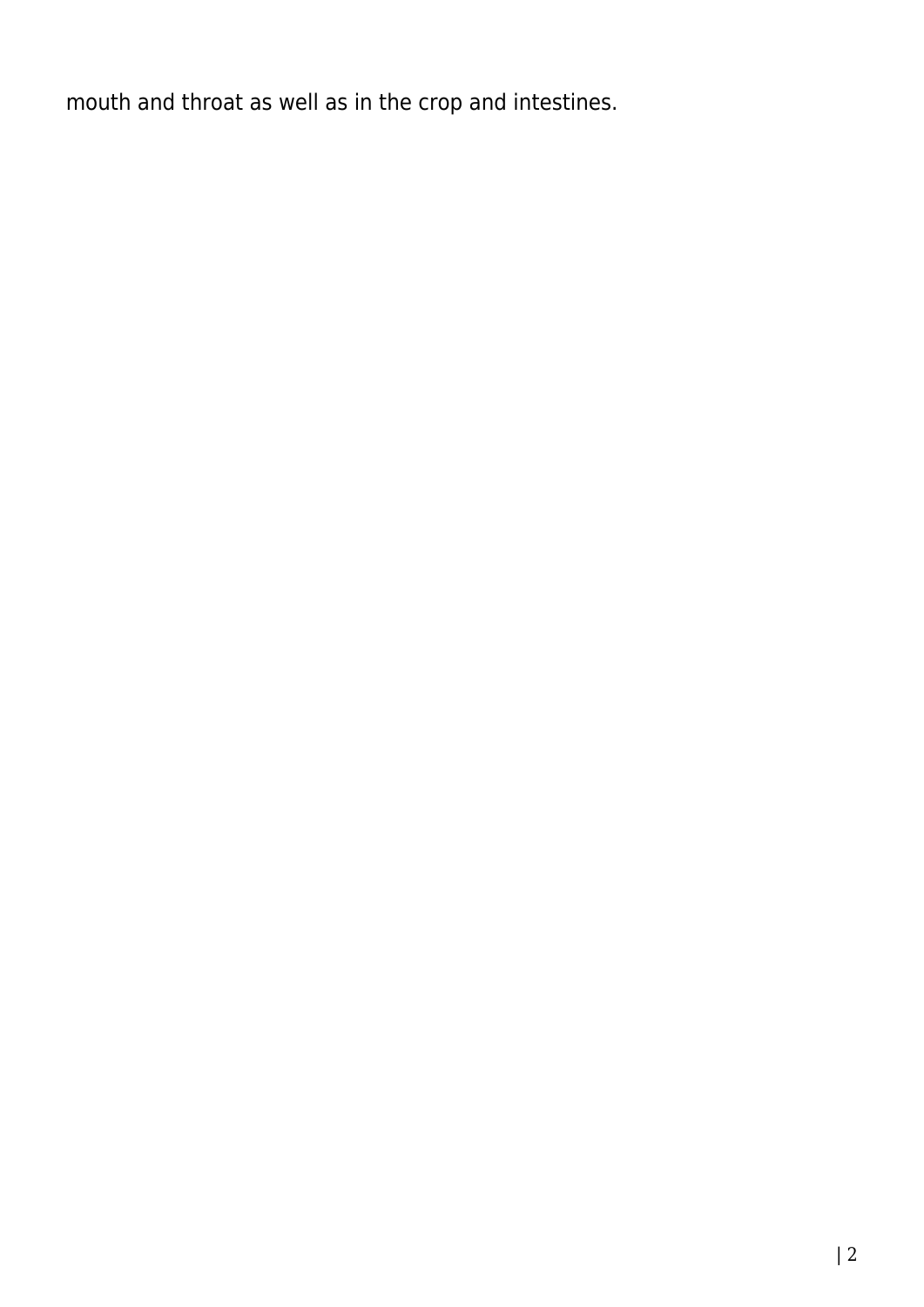mouth and throat as well as in the crop and intestines.